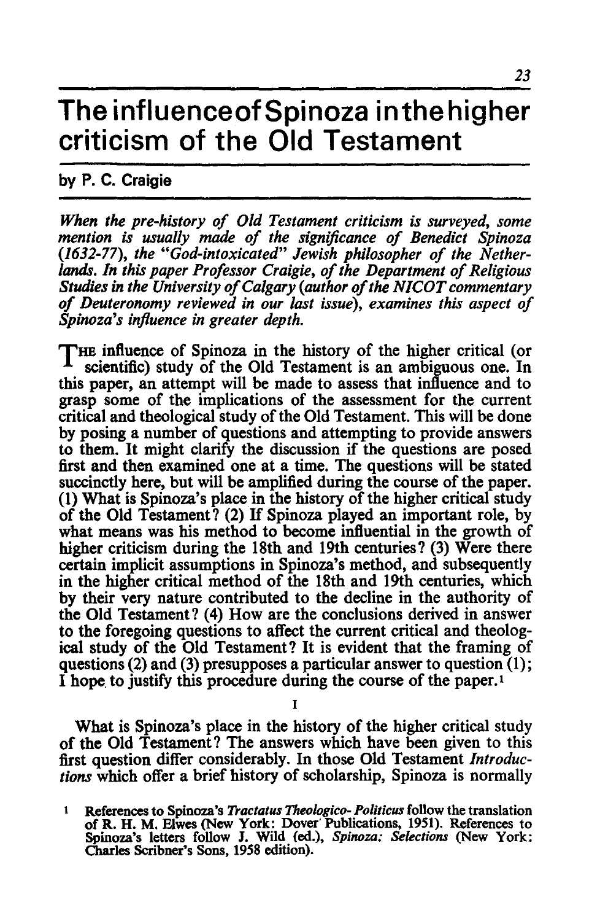# The influence of Spinoza in the higher criticism of the Old Testament

by P. C. Craigie

*When the pre-history of Old Testament criticism is surveyed, some mention is usually made of the significance of Benedict Spinoza (1632-77), the "God-intoxicated" Jewish philosopher of the Netherlands. In this paper Professor Craigie, of the Department of Religious Studies in the University of Calgary (author of the NICOT commentary of Deuteronomy reviewed in our last issue), examines this aspect of Spinoza's influence in greater depth.*

THE influence of Spinoza in the history of the higher critical (or scientific) study of the Old Testament is an ambiguous one. In this paper, an attempt will be made to assess that influence and to grasp some of the implications of the assessment for the current critical and theological study of the Old Testament. This will be done by posing a number of questions and attempting to provide answers to them. It might clarify the discussion if the questions are posed first and then examined one at a time. The questions will be stated succinctly here, but will be amplified during the course of the paper. (1) What is Spinoza's place in the history of the higher critical study of the Old Testament? (2) If Spinoza played an important role, by what means was his method to become influential in the growth of higher criticism during the 18th and 19th centuries? (3) Were there certain implicit assumptions in Spinoza's method, and subsequently in the higher critical method of the 18th and 19th centuries, which by their very nature contributed to the decline in the authority of the Old Testament? (4) How are the conclusions derived in answer to the foregoing questions to affect the current critical and theological study of the Old Testament? It is evident that the framing of questions (2) and (3) presupposes a particular answer to question (1); I hope to justify this procedure during the course of the paper.[1]

## I

What is Spinoza's place in the history of the higher critical study of the Old Testament? The answers which have been given to this first question differ considerably. In those Old Testament *Introductions* which offer a brief history of scholarship, Spinoza is normally

[1] References to Spinoza's *Tractatus Theologico-Politicus* follow the translation of R. H. M. Elwes (New York: Dover Publications, 1951). References to Spinoza's letters follow J. Wild (ed.), *Spinoza: Selections* (New York: Charles Scribner's Sons, 1958 edition).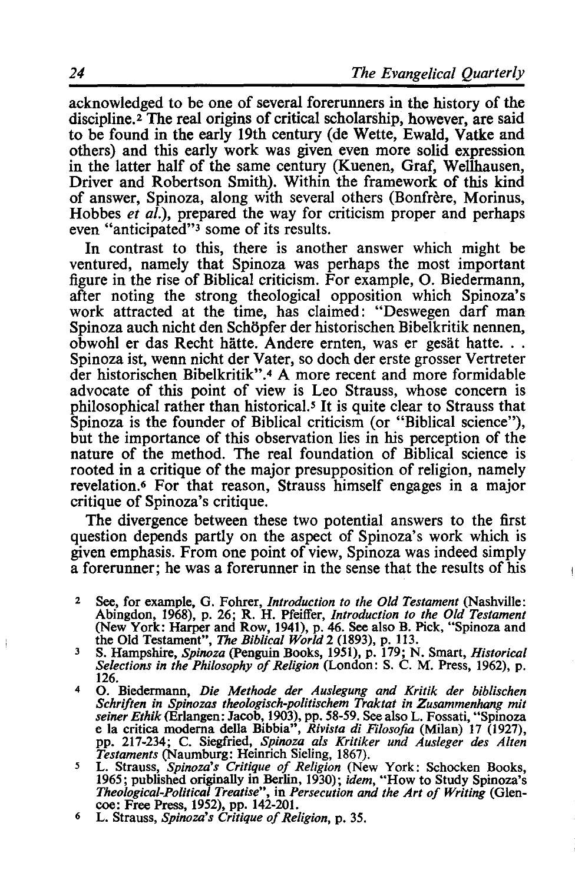acknowledged to be one of several forerunners in the history of the discipline.[2] The real origins of critical scholarship, however, are said to be found in the early 19th century (de Wette, Ewald, Vatke and others) and this early work was given even more solid expression in the latter half of the same century (Kuenen, Graf, Wellhausen, Driver and Robertson Smith). Within the framework of this kind of answer, Spinoza, along with several others (Bonfrère, Morinus, Hobbes *et al.*), prepared the way for criticism proper and perhaps even "anticipated"[3] some of its results.

In contrast to this, there is another answer which might be ventured, namely that Spinoza was perhaps the most important figure in the rise of Biblical criticism. For example, O. Biedermann, after noting the strong theological opposition which Spinoza's work attracted at the time, has claimed: "Deswegen darf man Spinoza auch nicht den Schöpfer der historischen Bibelkritik nennen, obwohl er das Recht hätte. Andere ernten, was er gesät hatte. . . Spinoza ist, wenn nicht der Vater, so doch der erste grosser Vertreter der historischen Bibelkritik".[4] A more recent and more formidable advocate of this point of view is Leo Strauss, whose concern is philosophical rather than historical.[5] It is quite clear to Strauss that Spinoza is the founder of Biblical criticism (or "Biblical science"), but the importance of this observation lies in his perception of the nature of the method. The real foundation of Biblical science is rooted in a critique of the major presupposition of religion, namely revelation.[6] For that reason, Strauss himself engages in a major critique of Spinoza's critique.

The divergence between these two potential answers to the first question depends partly on the aspect of Spinoza's work which is given emphasis. From one point of view, Spinoza was indeed simply a forerunner; he was a forerunner in the sense that the results of his

[2] See, for example, G. Fohrer, *Introduction to the Old Testament* (Nashville: Abingdon, 1968), p. 26; R. H. Pfeiffer, *Introduction to the Old Testament* (New York: Harper and Row, 1941), p. 46. See also B. Pick, "Spinoza and the Old Testament", *The Biblical World* 2 (1893), p. 113.

[3] S. Hampshire, *Spinoza* (Penguin Books, 1951), p. 179; N. Smart, *Historical Selections in the Philosophy of Religion* (London: S. C. M. Press, 1962), p. 126.

[4] O. Biedermann, *Die Methode der Auslegung and Kritik der biblischen Schriften in Spinozas theologisch-politischem Traktat in Zusammenhang mit seiner Ethik* (Erlangen: Jacob, 1903), pp. 58-59. See also L. Fossati, "Spinoza e la critica moderna della Bibbia", *Rivista di Filosofia* (Milan) 17 (1927), pp. 217-234; C. Siegfried, *Spinoza als Kritiker und Ausleger des Alten Testaments* (Naumburg: Heinrich Sieling, 1867).

[5] L. Strauss, *Spinoza's Critique of Religion* (New York: Schocken Books, 1965; published originally in Berlin, 1930); *idem*, "How to Study Spinoza's *Theological-Political Treatise*", in *Persecution and the Art of Writing* (Glencoe: Free Press, 1952), pp. 142-201.

[6] L. Strauss, *Spinoza's Critique of Religion*, p. 35.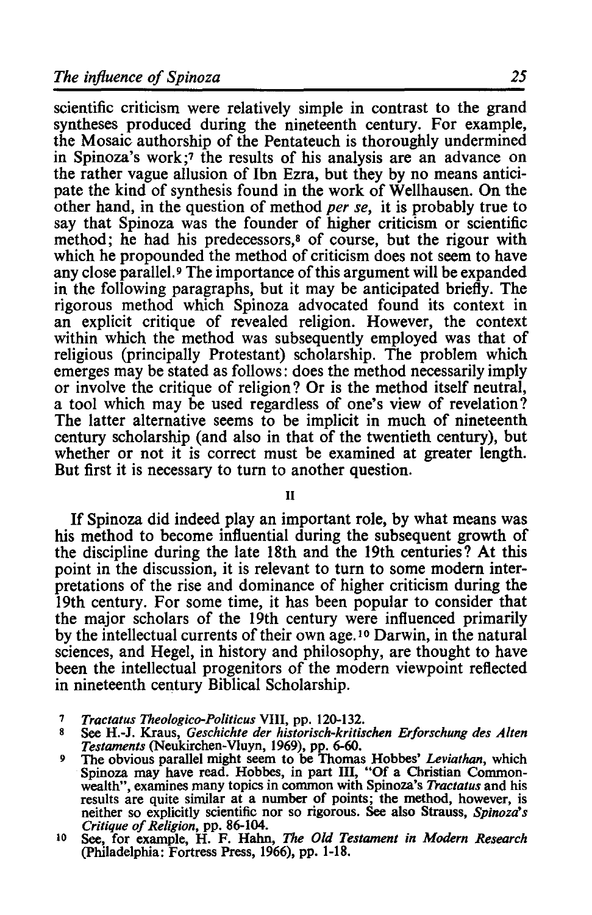scientific criticism were relatively simple in contrast to the grand syntheses produced during the nineteenth century. For example, the Mosaic authorship of the Pentateuch is thoroughly undermined in Spinoza's work;[7] the results of his analysis are an advance on the rather vague allusion of Ibn Ezra, but they by no means anticipate the kind of synthesis found in the work of Wellhausen. On the other hand, in the question of method *per se*, it is probably true to say that Spinoza was the founder of higher criticism or scientific method; he had his predecessors,[8] of course, but the rigour with which he propounded the method of criticism does not seem to have any close parallel.[9] The importance of this argument will be expanded in the following paragraphs, but it may be anticipated briefly. The rigorous method which Spinoza advocated found its context in an explicit critique of revealed religion. However, the context within which the method was subsequently employed was that of religious (principally Protestant) scholarship. The problem which emerges may be stated as follows: does the method necessarily imply or involve the critique of religion? Or is the method itself neutral, a tool which may be used regardless of one's view of revelation? The latter alternative seems to be implicit in much of nineteenth century scholarship (and also in that of the twentieth century), but whether or not it is correct must be examined at greater length. But first it is necessary to turn to another question.

## II

If Spinoza did indeed play an important role, by what means was his method to become influential during the subsequent growth of the discipline during the late 18th and the 19th centuries? At this point in the discussion, it is relevant to turn to some modern interpretations of the rise and dominance of higher criticism during the 19th century. For some time, it has been popular to consider that the major scholars of the 19th century were influenced primarily by the intellectual currents of their own age.[10] Darwin, in the natural sciences, and Hegel, in history and philosophy, are thought to have been the intellectual progenitors of the modern viewpoint reflected in nineteenth century Biblical Scholarship.

---

7 *Tractatus Theologico-Politicus* VIII, pp. 120-132.

8 See H.-J. Kraus, *Geschichte der historisch-kritischen Erforschung des Alten Testaments* (Neukirchen-Vluyn, 1969), pp. 6-60.

9 The obvious parallel might seem to be Thomas Hobbes' *Leviathan*, which Spinoza may have read. Hobbes, in part III, "Of a Christian Commonwealth", examines many topics in common with Spinoza's *Tractatus* and his results are quite similar at a number of points; the method, however, is neither so explicitly scientific nor so rigorous. See also Strauss, *Spinoza's Critique of Religion*, pp. 86-104.

10 See, for example, H. F. Hahn, *The Old Testament in Modern Research* (Philadelphia: Fortress Press, 1966), pp. 1-18.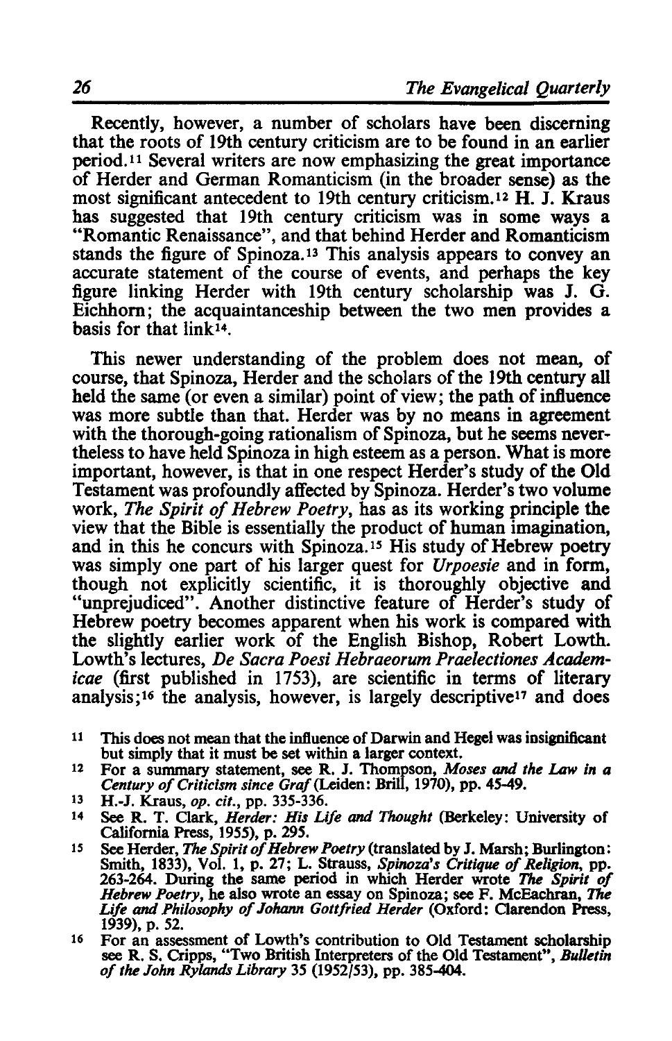Recently, however, a number of scholars have been discerning that the roots of 19th century criticism are to be found in an earlier period.[11] Several writers are now emphasizing the great importance of Herder and German Romanticism (in the broader sense) as the most significant antecedent to 19th century criticism.[12] H. J. Kraus has suggested that 19th century criticism was in some ways a "Romantic Renaissance", and that behind Herder and Romanticism stands the figure of Spinoza.[13] This analysis appears to convey an accurate statement of the course of events, and perhaps the key figure linking Herder with 19th century scholarship was J. G. Eichhorn; the acquaintanceship between the two men provides a basis for that link[14].

This newer understanding of the problem does not mean, of course, that Spinoza, Herder and the scholars of the 19th century all held the same (or even a similar) point of view; the path of influence was more subtle than that. Herder was by no means in agreement with the thorough-going rationalism of Spinoza, but he seems nevertheless to have held Spinoza in high esteem as a person. What is more important, however, is that in one respect Herder's study of the Old Testament was profoundly affected by Spinoza. Herder's two volume work, *The Spirit of Hebrew Poetry*, has as its working principle the view that the Bible is essentially the product of human imagination, and in this he concurs with Spinoza.[15] His study of Hebrew poetry was simply one part of his larger quest for *Urpoesie* and in form, though not explicitly scientific, it is thoroughly objective and "unprejudiced". Another distinctive feature of Herder's study of Hebrew poetry becomes apparent when his work is compared with the slightly earlier work of the English Bishop, Robert Lowth. Lowth's lectures, *De Sacra Poesi Hebraeorum Praelectiones Academicae* (first published in 1753), are scientific in terms of literary analysis;[16] the analysis, however, is largely descriptive[17] and does

[11] This does not mean that the influence of Darwin and Hegel was insignificant but simply that it must be set within a larger context.

[12] For a summary statement, see R. J. Thompson, *Moses and the Law in a Century of Criticism since Graf* (Leiden: Brill, 1970), pp. 45-49.

[13] H.-J. Kraus, *op. cit.*, pp. 335-336.

[14] See R. T. Clark, *Herder: His Life and Thought* (Berkeley: University of California Press, 1955), p. 295.

[15] See Herder, *The Spirit of Hebrew Poetry* (translated by J. Marsh; Burlington: Smith, 1833), Vol. 1, p. 27; L. Strauss, *Spinoza's Critique of Religion*, pp. 263-264. During the same period in which Herder wrote *The Spirit of Hebrew Poetry*, he also wrote an essay on Spinoza; see F. McEachran, *The Life and Philosophy of Johann Gottfried Herder* (Oxford: Clarendon Press, 1939), p. 52.

[16] For an assessment of Lowth's contribution to Old Testament scholarship see R. S. Cripps, "Two British Interpreters of the Old Testament", *Bulletin of the John Rylands Library* 35 (1952/53), pp. 385-404.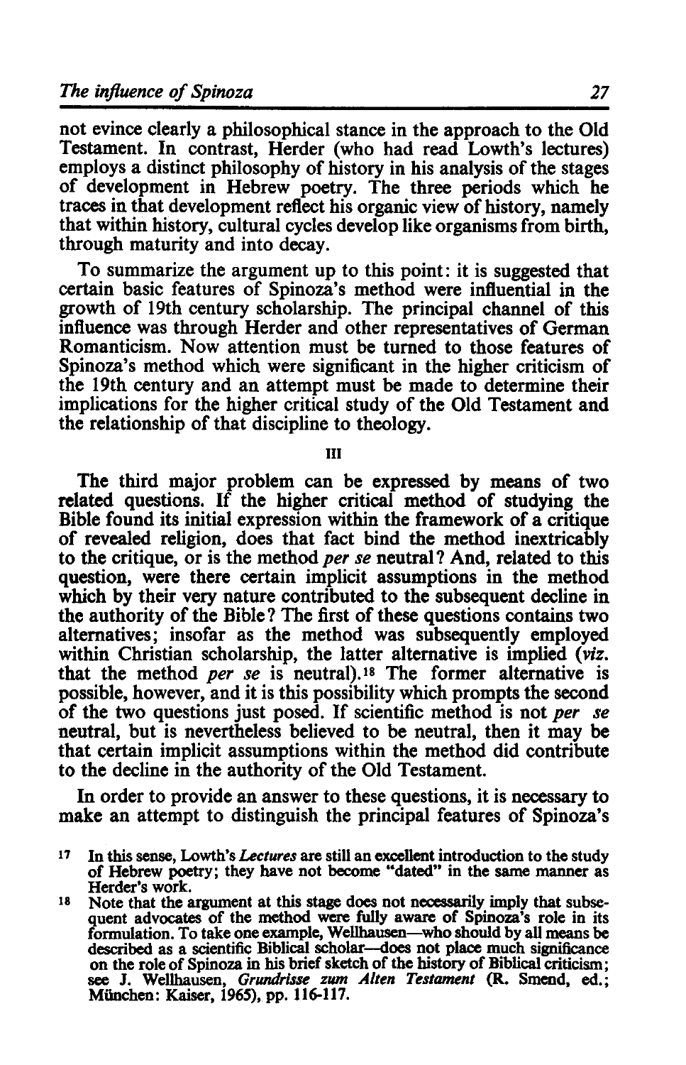not evince clearly a philosophical stance in the approach to the Old Testament. In contrast, Herder (who had read Lowth's lectures) employs a distinct philosophy of history in his analysis of the stages of development in Hebrew poetry. The three periods which he traces in that development reflect his organic view of history, namely that within history, cultural cycles develop like organisms from birth, through maturity and into decay.

To summarize the argument up to this point: it is suggested that certain basic features of Spinoza's method were influential in the growth of 19th century scholarship. The principal channel of this influence was through Herder and other representatives of German Romanticism. Now attention must be turned to those features of Spinoza's method which were significant in the higher criticism of the 19th century and an attempt must be made to determine their implications for the higher critical study of the Old Testament and the relationship of that discipline to theology.

## III

The third major problem can be expressed by means of two related questions. If the higher critical method of studying the Bible found its initial expression within the framework of a critique of revealed religion, does that fact bind the method inextricably to the critique, or is the method *per se* neutral? And, related to this question, were there certain implicit assumptions in the method which by their very nature contributed to the subsequent decline in the authority of the Bible? The first of these questions contains two alternatives; insofar as the method was subsequently employed within Christian scholarship, the latter alternative is implied (*viz.* that the method *per se* is neutral).[18] The former alternative is possible, however, and it is this possibility which prompts the second of the two questions just posed. If scientific method is not *per se* neutral, but is nevertheless believed to be neutral, then it may be that certain implicit assumptions within the method did contribute to the decline in the authority of the Old Testament.

In order to provide an answer to these questions, it is necessary to make an attempt to distinguish the principal features of Spinoza's

---

[17] In this sense, Lowth's *Lectures* are still an excellent introduction to the study of Hebrew poetry; they have not become "dated" in the same manner as Herder's work.

[18] Note that the argument at this stage does not necessarily imply that subsequent advocates of the method were fully aware of Spinoza's role in its formulation. To take one example, Wellhausen—who should by all means be described as a scientific Biblical scholar—does not place much significance on the role of Spinoza in his brief sketch of the history of Biblical criticism; see J. Wellhausen, *Grundrisse zum Alten Testament* (R. Smend, ed.; München: Kaiser, 1965), pp. 116-117.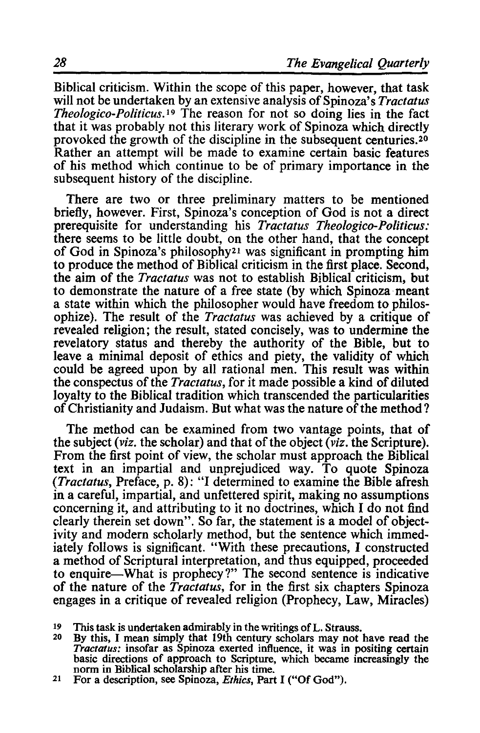Biblical criticism. Within the scope of this paper, however, that task will not be undertaken by an extensive analysis of Spinoza's *Tractatus Theologico-Politicus*.[19] The reason for not so doing lies in the fact that it was probably not this literary work of Spinoza which directly provoked the growth of the discipline in the subsequent centuries.[20] Rather an attempt will be made to examine certain basic features of his method which continue to be of primary importance in the subsequent history of the discipline.

There are two or three preliminary matters to be mentioned briefly, however. First, Spinoza's conception of God is not a direct prerequisite for understanding his *Tractatus Theologico-Politicus:* there seems to be little doubt, on the other hand, that the concept of God in Spinoza's philosophy[21] was significant in prompting him to produce the method of Biblical criticism in the first place. Second, the aim of the *Tractatus* was not to establish Biblical criticism, but to demonstrate the nature of a free state (by which Spinoza meant a state within which the philosopher would have freedom to philosophize). The result of the *Tractatus* was achieved by a critique of revealed religion; the result, stated concisely, was to undermine the revelatory status and thereby the authority of the Bible, but to leave a minimal deposit of ethics and piety, the validity of which could be agreed upon by all rational men. This result was within the conspectus of the *Tractatus*, for it made possible a kind of diluted loyalty to the Biblical tradition which transcended the particularities of Christianity and Judaism. But what was the nature of the method?

The method can be examined from two vantage points, that of the subject (*viz.* the scholar) and that of the object (*viz.* the Scripture). From the first point of view, the scholar must approach the Biblical text in an impartial and unprejudiced way. To quote Spinoza (*Tractatus*, Preface, p. 8): "I determined to examine the Bible afresh in a careful, impartial, and unfettered spirit, making no assumptions concerning it, and attributing to it no doctrines, which I do not find clearly therein set down". So far, the statement is a model of objectivity and modern scholarly method, but the sentence which immediately follows is significant. "With these precautions, I constructed a method of Scriptural interpretation, and thus equipped, proceeded to enquire—What is prophecy?" The second sentence is indicative of the nature of the *Tractatus*, for in the first six chapters Spinoza engages in a critique of revealed religion (Prophecy, Law, Miracles)

19 This task is undertaken admirably in the writings of L. Strauss.

20 By this, I mean simply that 19th century scholars may not have read the *Tractatus:* insofar as Spinoza exerted influence, it was in positing certain basic directions of approach to Scripture, which became increasingly the norm in Biblical scholarship after his time.

21 For a description, see Spinoza, *Ethics*, Part I ("Of God").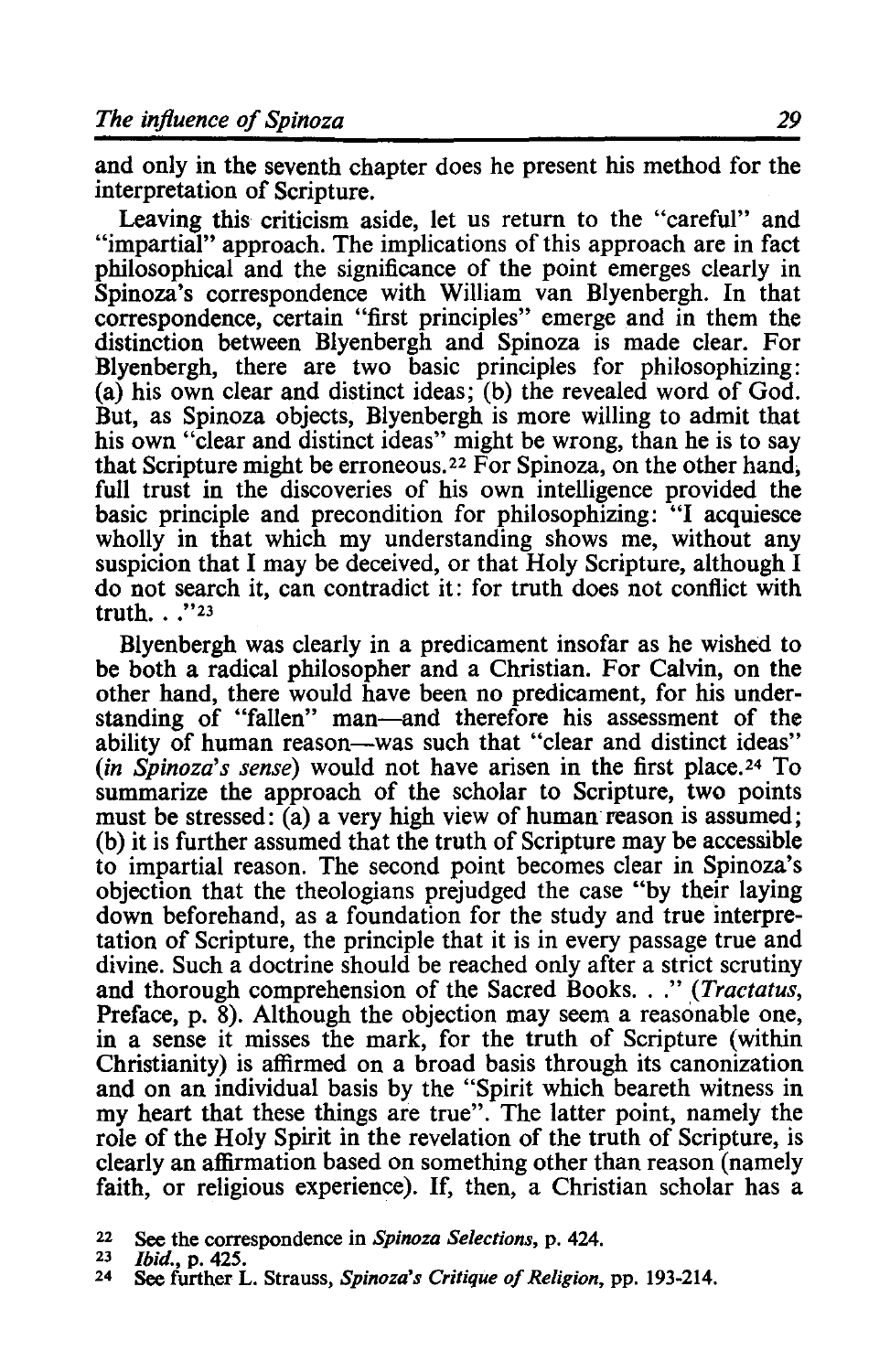and only in the seventh chapter does he present his method for the interpretation of Scripture.

Leaving this criticism aside, let us return to the "careful" and "impartial" approach. The implications of this approach are in fact philosophical and the significance of the point emerges clearly in Spinoza's correspondence with William van Blyenbergh. In that correspondence, certain "first principles" emerge and in them the distinction between Blyenbergh and Spinoza is made clear. For Blyenbergh, there are two basic principles for philosophizing: (a) his own clear and distinct ideas; (b) the revealed word of God. But, as Spinoza objects, Blyenbergh is more willing to admit that his own "clear and distinct ideas" might be wrong, than he is to say that Scripture might be erroneous.[22] For Spinoza, on the other hand, full trust in the discoveries of his own intelligence provided the basic principle and precondition for philosophizing: "I acquiesce wholly in that which my understanding shows me, without any suspicion that I may be deceived, or that Holy Scripture, although I do not search it, can contradict it: for truth does not conflict with truth. . ."[23]

Blyenbergh was clearly in a predicament insofar as he wished to be both a radical philosopher and a Christian. For Calvin, on the other hand, there would have been no predicament, for his understanding of "fallen" man—and therefore his assessment of the ability of human reason—was such that "clear and distinct ideas" (*in Spinoza's sense*) would not have arisen in the first place.[24] To summarize the approach of the scholar to Scripture, two points must be stressed: (a) a very high view of human reason is assumed; (b) it is further assumed that the truth of Scripture may be accessible to impartial reason. The second point becomes clear in Spinoza's objection that the theologians prejudged the case "by their laying down beforehand, as a foundation for the study and true interpretation of Scripture, the principle that it is in every passage true and divine. Such a doctrine should be reached only after a strict scrutiny and thorough comprehension of the Sacred Books. . ." (*Tractatus*, Preface, p. 8). Although the objection may seem a reasonable one, in a sense it misses the mark, for the truth of Scripture (within Christianity) is affirmed on a broad basis through its canonization and on an individual basis by the "Spirit which beareth witness in my heart that these things are true". The latter point, namely the role of the Holy Spirit in the revelation of the truth of Scripture, is clearly an affirmation based on something other than reason (namely faith, or religious experience). If, then, a Christian scholar has a

[22] See the correspondence in *Spinoza Selections*, p. 424.

[23] *Ibid.*, p. 425.

[24] See further L. Strauss, *Spinoza's Critique of Religion*, pp. 193-214.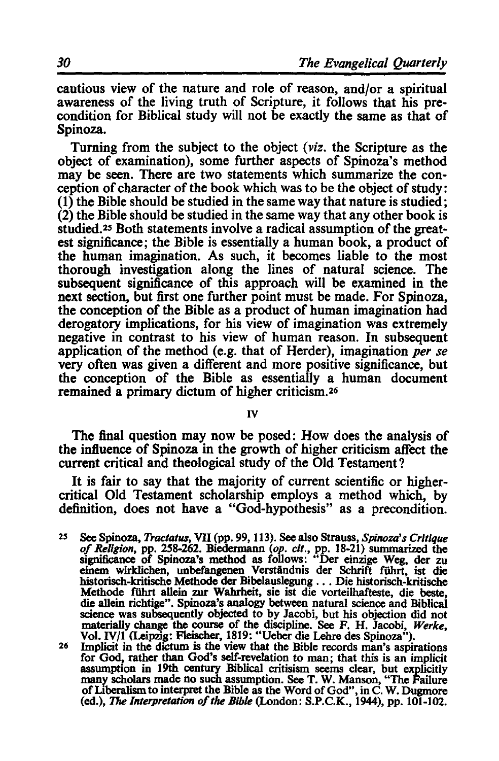cautious view of the nature and role of reason, and/or a spiritual awareness of the living truth of Scripture, it follows that his precondition for Biblical study will not be exactly the same as that of Spinoza.

Turning from the subject to the object (*viz.* the Scripture as the object of examination), some further aspects of Spinoza's method may be seen. There are two statements which summarize the conception of character of the book which was to be the object of study: (1) the Bible should be studied in the same way that nature is studied; (2) the Bible should be studied in the same way that any other book is studied.[25] Both statements involve a radical assumption of the greatest significance; the Bible is essentially a human book, a product of the human imagination. As such, it becomes liable to the most thorough investigation along the lines of natural science. The subsequent significance of this approach will be examined in the next section, but first one further point must be made. For Spinoza, the conception of the Bible as a product of human imagination had derogatory implications, for his view of imagination was extremely negative in contrast to his view of human reason. In subsequent application of the method (e.g. that of Herder), imagination *per se* very often was given a different and more positive significance, but the conception of the Bible as essentially a human document remained a primary dictum of higher criticism.[26]

## IV

The final question may now be posed: How does the analysis of the influence of Spinoza in the growth of higher criticism affect the current critical and theological study of the Old Testament?

It is fair to say that the majority of current scientific or higher-critical Old Testament scholarship employs a method which, by definition, does not have a "God-hypothesis" as a precondition.

[25] See Spinoza, *Tractatus*, VII (pp. 99, 113). See also Strauss, *Spinoza's Critique of Religion*, pp. 258-262. Biedermann (*op. cit.*, pp. 18-21) summarized the significance of Spinoza's method as follows: "Der einzige Weg, der zu einem wirklichen, unbefangenen Verständnis der Schrift führt, ist die historisch-kritische Methode der Bibelauslegung . . . Die historisch-kritische Methode führt allein zur Wahrheit, sie ist die vorteilhafteste, die beste, die allein richtige". Spinoza's analogy between natural science and Biblical science was subsequently objected to by Jacobi, but his objection did not materially change the course of the discipline. See F. H. Jacobi, *Werke*, Vol. IV/1 (Leipzig: Fleischer, 1819: "Ueber die Lehre des Spinoza").

[26] Implicit in the dictum is the view that the Bible records man's aspirations for God, rather than God's self-revelation to man; that this is an implicit assumption in 19th century Biblical critisism seems clear, but explicitly many scholars made no such assumption. See T. W. Manson, "The Failure of Liberalism to interpret the Bible as the Word of God", in C. W. Dugmore (ed.), *The Interpretation of the Bible* (London: S.P.C.K., 1944), pp. 101-102.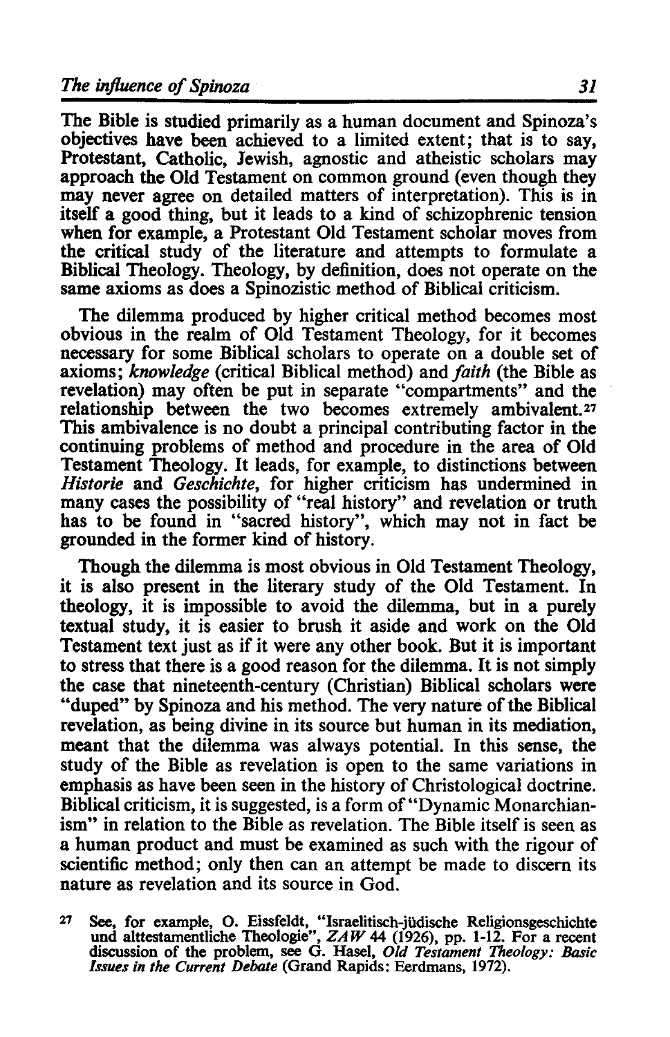The Bible is studied primarily as a human document and Spinoza's objectives have been achieved to a limited extent; that is to say, Protestant, Catholic, Jewish, agnostic and atheistic scholars may approach the Old Testament on common ground (even though they may never agree on detailed matters of interpretation). This is in itself a good thing, but it leads to a kind of schizophrenic tension when for example, a Protestant Old Testament scholar moves from the critical study of the literature and attempts to formulate a Biblical Theology. Theology, by definition, does not operate on the same axioms as does a Spinozistic method of Biblical criticism.

The dilemma produced by higher critical method becomes most obvious in the realm of Old Testament Theology, for it becomes necessary for some Biblical scholars to operate on a double set of axioms; *knowledge* (critical Biblical method) and *faith* (the Bible as revelation) may often be put in separate "compartments" and the relationship between the two becomes extremely ambivalent.[27] This ambivalence is no doubt a principal contributing factor in the continuing problems of method and procedure in the area of Old Testament Theology. It leads, for example, to distinctions between *Historie* and *Geschichte*, for higher criticism has undermined in many cases the possibility of "real history" and revelation or truth has to be found in "sacred history", which may not in fact be grounded in the former kind of history.

Though the dilemma is most obvious in Old Testament Theology, it is also present in the literary study of the Old Testament. In theology, it is impossible to avoid the dilemma, but in a purely textual study, it is easier to brush it aside and work on the Old Testament text just as if it were any other book. But it is important to stress that there is a good reason for the dilemma. It is not simply the case that nineteenth-century (Christian) Biblical scholars were "duped" by Spinoza and his method. The very nature of the Biblical revelation, as being divine in its source but human in its mediation, meant that the dilemma was always potential. In this sense, the study of the Bible as revelation is open to the same variations in emphasis as have been seen in the history of Christological doctrine. Biblical criticism, it is suggested, is a form of "Dynamic Monarchianism" in relation to the Bible as revelation. The Bible itself is seen as a human product and must be examined as such with the rigour of scientific method; only then can an attempt be made to discern its nature as revelation and its source in God.

[27] See, for example, O. Eissfeldt, "Israelitisch-jüdische Religionsgeschichte und alttestamentliche Theologie", *ZAW* 44 (1926), pp. 1-12. For a recent discussion of the problem, see G. Hasel, *Old Testament Theology: Basic Issues in the Current Debate* (Grand Rapids: Eerdmans, 1972).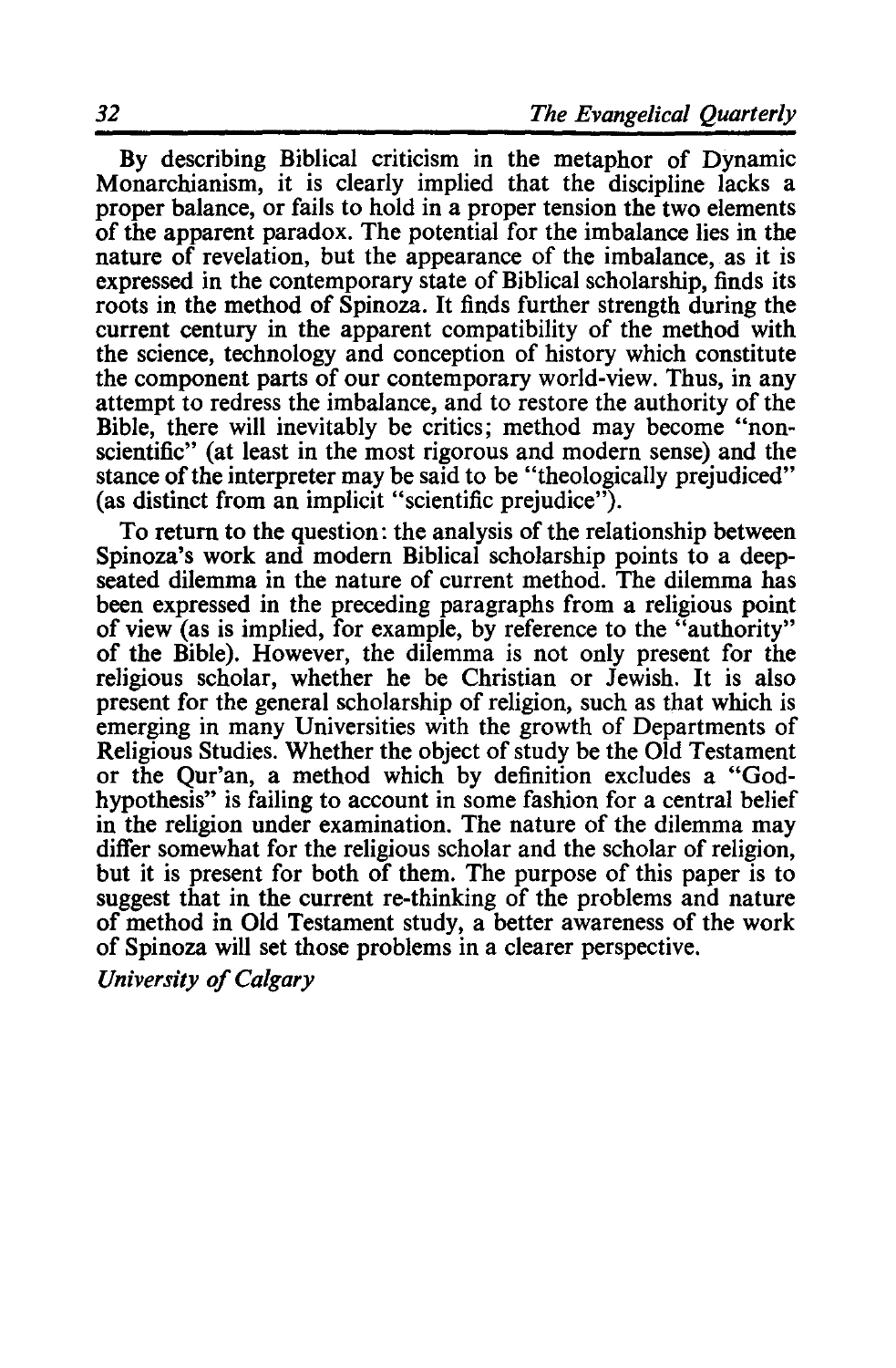By describing Biblical criticism in the metaphor of Dynamic Monarchianism, it is clearly implied that the discipline lacks a proper balance, or fails to hold in a proper tension the two elements of the apparent paradox. The potential for the imbalance lies in the nature of revelation, but the appearance of the imbalance, as it is expressed in the contemporary state of Biblical scholarship, finds its roots in the method of Spinoza. It finds further strength during the current century in the apparent compatibility of the method with the science, technology and conception of history which constitute the component parts of our contemporary world-view. Thus, in any attempt to redress the imbalance, and to restore the authority of the Bible, there will inevitably be critics; method may become "non-scientific" (at least in the most rigorous and modern sense) and the stance of the interpreter may be said to be "theologically prejudiced" (as distinct from an implicit "scientific prejudice").

To return to the question: the analysis of the relationship between Spinoza's work and modern Biblical scholarship points to a deep-seated dilemma in the nature of current method. The dilemma has been expressed in the preceding paragraphs from a religious point of view (as is implied, for example, by reference to the "authority" of the Bible). However, the dilemma is not only present for the religious scholar, whether he be Christian or Jewish. It is also present for the general scholarship of religion, such as that which is emerging in many Universities with the growth of Departments of Religious Studies. Whether the object of study be the Old Testament or the Qur'an, a method which by definition excludes a "God-hypothesis" is failing to account in some fashion for a central belief in the religion under examination. The nature of the dilemma may differ somewhat for the religious scholar and the scholar of religion, but it is present for both of them. The purpose of this paper is to suggest that in the current re-thinking of the problems and nature of method in Old Testament study, a better awareness of the work of Spinoza will set those problems in a clearer perspective.

*University of Calgary*